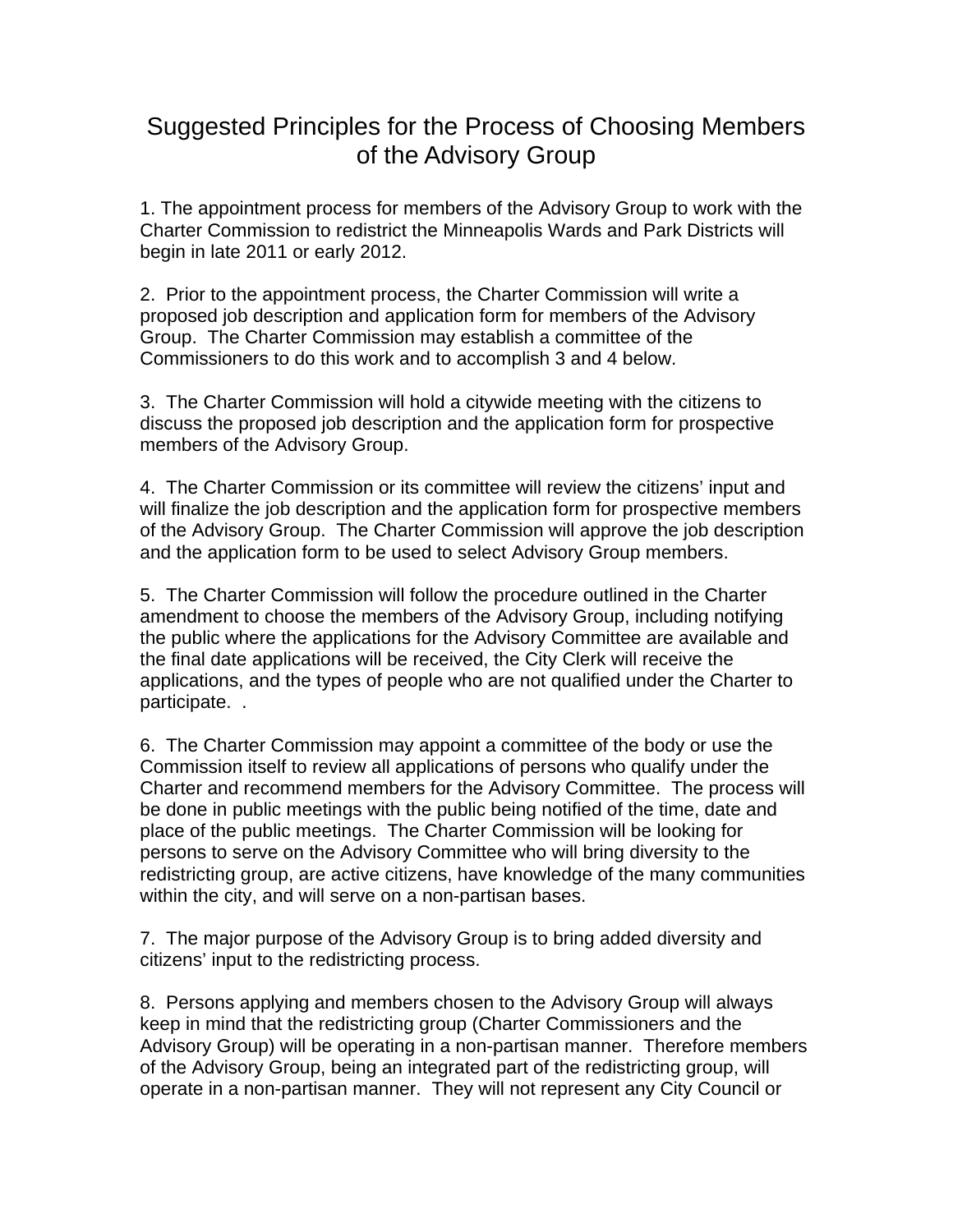# Suggested Principles for the Process of Choosing Members of the Advisory Group

1. The appointment process for members of the Advisory Group to work with the Charter Commission to redistrict the Minneapolis Wards and Park Districts will begin in late 2011 or early 2012.

2. Prior to the appointment process, the Charter Commission will write a proposed job description and application form for members of the Advisory Group. The Charter Commission may establish a committee of the Commissioners to do this work and to accomplish 3 and 4 below.

3. The Charter Commission will hold a citywide meeting with the citizens to discuss the proposed job description and the application form for prospective members of the Advisory Group.

4. The Charter Commission or its committee will review the citizens' input and will finalize the job description and the application form for prospective members of the Advisory Group. The Charter Commission will approve the job description and the application form to be used to select Advisory Group members.

5. The Charter Commission will follow the procedure outlined in the Charter amendment to choose the members of the Advisory Group, including notifying the public where the applications for the Advisory Committee are available and the final date applications will be received, the City Clerk will receive the applications, and the types of people who are not qualified under the Charter to participate. .

6. The Charter Commission may appoint a committee of the body or use the Commission itself to review all applications of persons who qualify under the Charter and recommend members for the Advisory Committee. The process will be done in public meetings with the public being notified of the time, date and place of the public meetings. The Charter Commission will be looking for persons to serve on the Advisory Committee who will bring diversity to the redistricting group, are active citizens, have knowledge of the many communities within the city, and will serve on a non-partisan bases.

7. The major purpose of the Advisory Group is to bring added diversity and citizens' input to the redistricting process.

8. Persons applying and members chosen to the Advisory Group will always keep in mind that the redistricting group (Charter Commissioners and the Advisory Group) will be operating in a non-partisan manner. Therefore members of the Advisory Group, being an integrated part of the redistricting group, will operate in a non-partisan manner. They will not represent any City Council or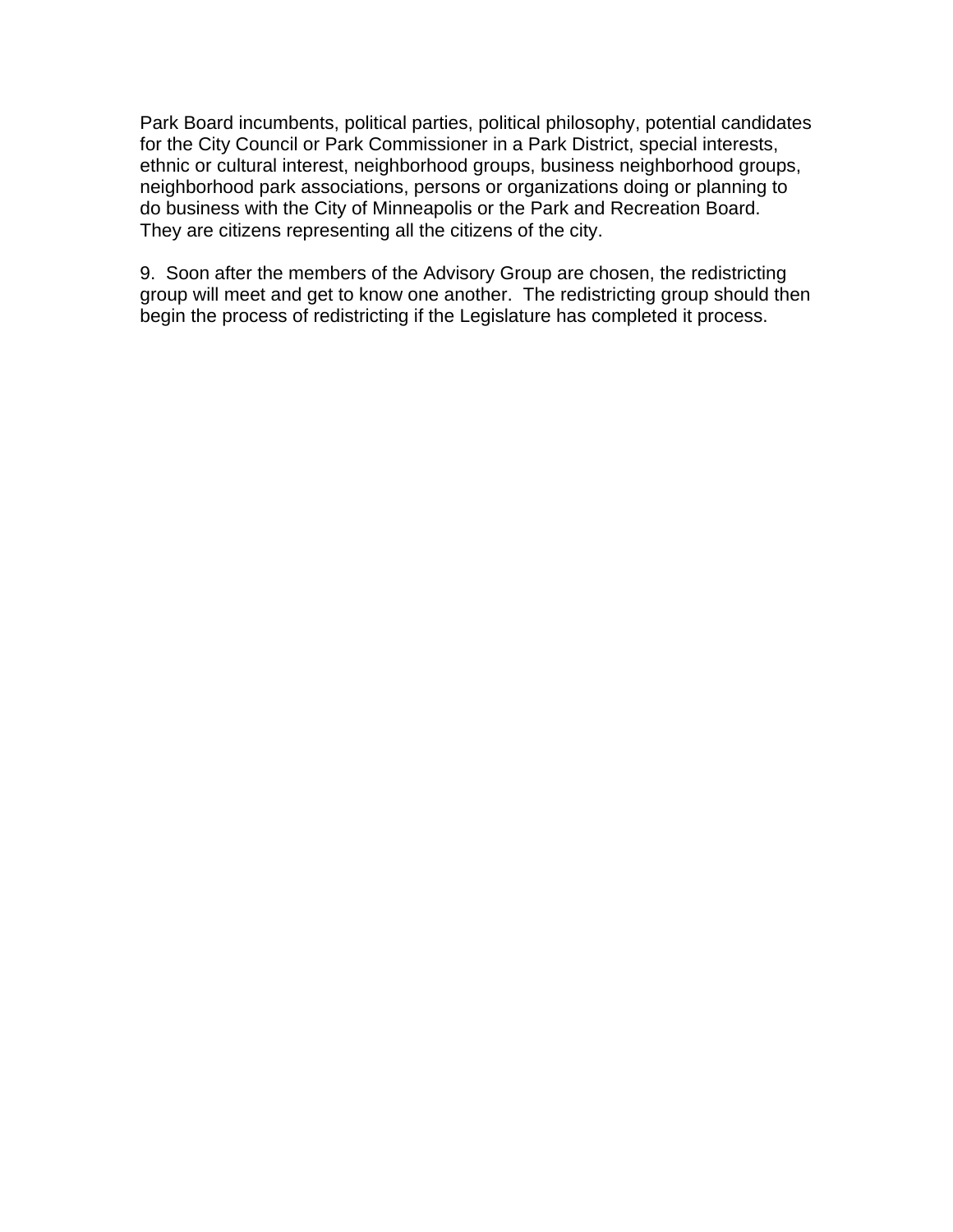Park Board incumbents, political parties, political philosophy, potential candidates for the City Council or Park Commissioner in a Park District, special interests, ethnic or cultural interest, neighborhood groups, business neighborhood groups, neighborhood park associations, persons or organizations doing or planning to do business with the City of Minneapolis or the Park and Recreation Board. They are citizens representing all the citizens of the city.

9. Soon after the members of the Advisory Group are chosen, the redistricting group will meet and get to know one another. The redistricting group should then begin the process of redistricting if the Legislature has completed it process.